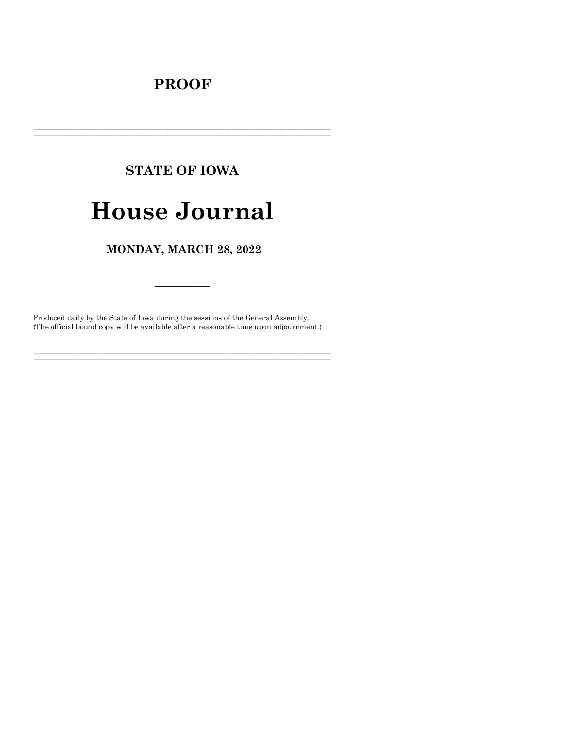**PROOF**

---

## STATE OF IOWA

# House Journal

## MONDAY, MARCH 28, 2022

---

Produced daily by the State of Iowa during the sessions of the General Assembly.
(The official bound copy will be available after a reasonable time upon adjournment.)

---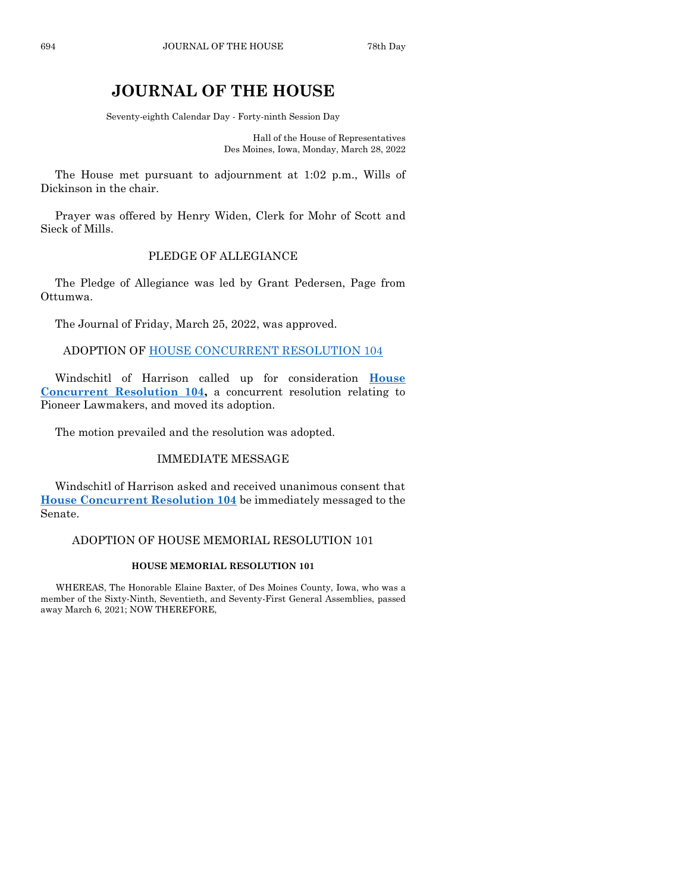# JOURNAL OF THE HOUSE

Seventy-eighth Calendar Day - Forty-ninth Session Day

Hall of the House of Representatives
Des Moines, Iowa, Monday, March 28, 2022

The House met pursuant to adjournment at 1:02 p.m., Wills of Dickinson in the chair.

Prayer was offered by Henry Widen, Clerk for Mohr of Scott and Sieck of Mills.

## PLEDGE OF ALLEGIANCE

The Pledge of Allegiance was led by Grant Pedersen, Page from Ottumwa.

The Journal of Friday, March 25, 2022, was approved.

## ADOPTION OF HOUSE CONCURRENT RESOLUTION 104

Windschitl of Harrison called up for consideration **House Concurrent Resolution 104,** a concurrent resolution relating to Pioneer Lawmakers, and moved its adoption.

The motion prevailed and the resolution was adopted.

## IMMEDIATE MESSAGE

Windschitl of Harrison asked and received unanimous consent that **House Concurrent Resolution 104** be immediately messaged to the Senate.

## ADOPTION OF HOUSE MEMORIAL RESOLUTION 101

### HOUSE MEMORIAL RESOLUTION 101

WHEREAS, The Honorable Elaine Baxter, of Des Moines County, Iowa, who was a member of the Sixty-Ninth, Seventieth, and Seventy-First General Assemblies, passed away March 6, 2021; NOW THEREFORE,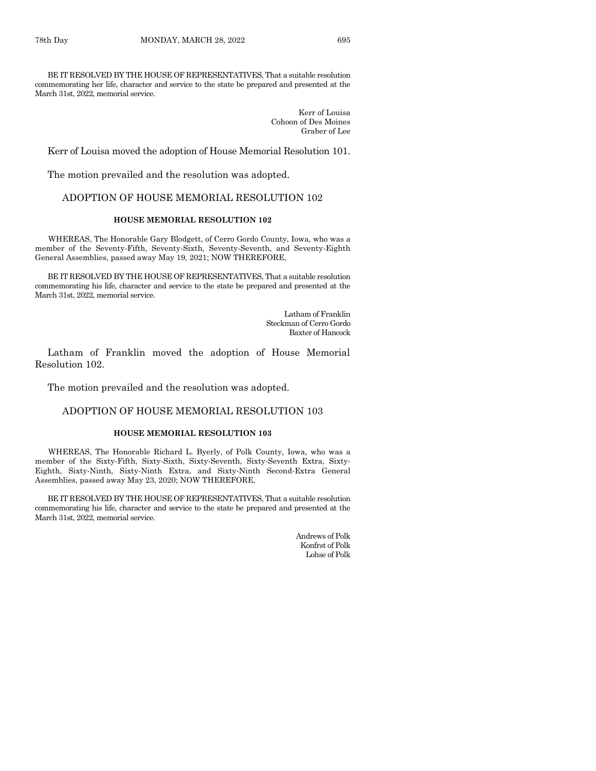BE IT RESOLVED BY THE HOUSE OF REPRESENTATIVES, That a suitable resolution commemorating her life, character and service to the state be prepared and presented at the March 31st, 2022, memorial service.

Kerr of Louisa
Cohoon of Des Moines
Graber of Lee

Kerr of Louisa moved the adoption of House Memorial Resolution 101.

The motion prevailed and the resolution was adopted.

## ADOPTION OF HOUSE MEMORIAL RESOLUTION 102

**HOUSE MEMORIAL RESOLUTION 102**

WHEREAS, The Honorable Gary Blodgett, of Cerro Gordo County, Iowa, who was a member of the Seventy-Fifth, Seventy-Sixth, Seventy-Seventh, and Seventy-Eighth General Assemblies, passed away May 19, 2021; NOW THEREFORE,

BE IT RESOLVED BY THE HOUSE OF REPRESENTATIVES, That a suitable resolution commemorating his life, character and service to the state be prepared and presented at the March 31st, 2022, memorial service.

Latham of Franklin
Steckman of Cerro Gordo
Baxter of Hancock

Latham of Franklin moved the adoption of House Memorial Resolution 102.

The motion prevailed and the resolution was adopted.

## ADOPTION OF HOUSE MEMORIAL RESOLUTION 103

**HOUSE MEMORIAL RESOLUTION 103**

WHEREAS, The Honorable Richard L. Byerly, of Polk County, Iowa, who was a member of the Sixty-Fifth, Sixty-Sixth, Sixty-Seventh, Sixty-Seventh Extra, Sixty-Eighth, Sixty-Ninth, Sixty-Ninth Extra, and Sixty-Ninth Second-Extra General Assemblies, passed away May 23, 2020; NOW THEREFORE,

BE IT RESOLVED BY THE HOUSE OF REPRESENTATIVES, That a suitable resolution commemorating his life, character and service to the state be prepared and presented at the March 31st, 2022, memorial service.

Andrews of Polk
Konfrst of Polk
Lohse of Polk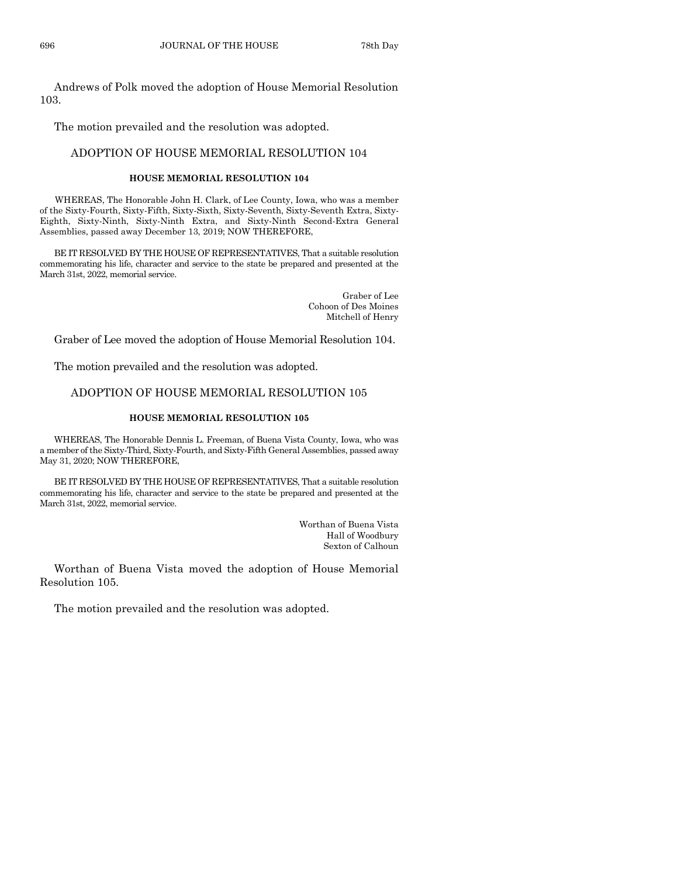Andrews of Polk moved the adoption of House Memorial Resolution 103.

The motion prevailed and the resolution was adopted.

## ADOPTION OF HOUSE MEMORIAL RESOLUTION 104

### HOUSE MEMORIAL RESOLUTION 104

WHEREAS, The Honorable John H. Clark, of Lee County, Iowa, who was a member of the Sixty-Fourth, Sixty-Fifth, Sixty-Sixth, Sixty-Seventh, Sixty-Seventh Extra, Sixty-Eighth, Sixty-Ninth, Sixty-Ninth Extra, and Sixty-Ninth Second-Extra General Assemblies, passed away December 13, 2019; NOW THEREFORE,

BE IT RESOLVED BY THE HOUSE OF REPRESENTATIVES, That a suitable resolution commemorating his life, character and service to the state be prepared and presented at the March 31st, 2022, memorial service.

Graber of Lee
Cohoon of Des Moines
Mitchell of Henry

Graber of Lee moved the adoption of House Memorial Resolution 104.

The motion prevailed and the resolution was adopted.

## ADOPTION OF HOUSE MEMORIAL RESOLUTION 105

### HOUSE MEMORIAL RESOLUTION 105

WHEREAS, The Honorable Dennis L. Freeman, of Buena Vista County, Iowa, who was a member of the Sixty-Third, Sixty-Fourth, and Sixty-Fifth General Assemblies, passed away May 31, 2020; NOW THEREFORE,

BE IT RESOLVED BY THE HOUSE OF REPRESENTATIVES, That a suitable resolution commemorating his life, character and service to the state be prepared and presented at the March 31st, 2022, memorial service.

Worthan of Buena Vista
Hall of Woodbury
Sexton of Calhoun

Worthan of Buena Vista moved the adoption of House Memorial Resolution 105.

The motion prevailed and the resolution was adopted.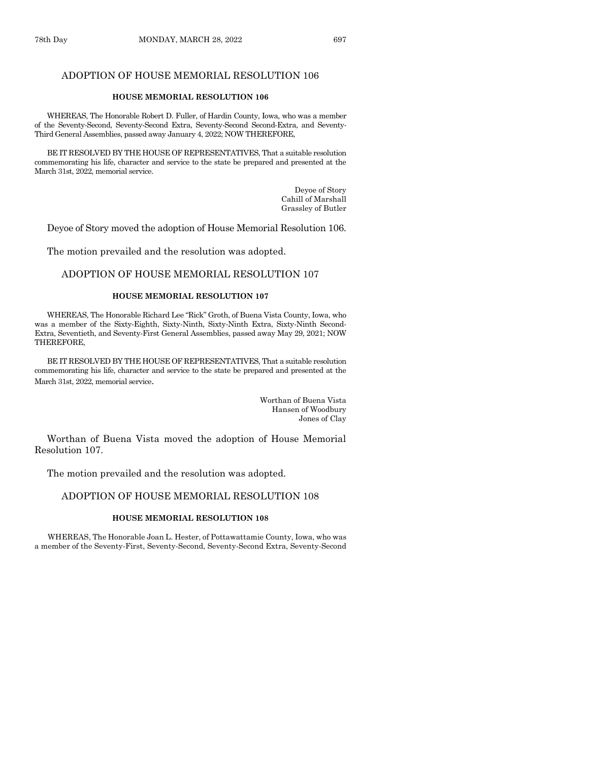## ADOPTION OF HOUSE MEMORIAL RESOLUTION 106

### HOUSE MEMORIAL RESOLUTION 106

WHEREAS, The Honorable Robert D. Fuller, of Hardin County, Iowa, who was a member of the Seventy-Second, Seventy-Second Extra, Seventy-Second Second-Extra, and Seventy-Third General Assemblies, passed away January 4, 2022; NOW THEREFORE,

BE IT RESOLVED BY THE HOUSE OF REPRESENTATIVES, That a suitable resolution commemorating his life, character and service to the state be prepared and presented at the March 31st, 2022, memorial service.

Deyoe of Story
Cahill of Marshall
Grassley of Butler

Deyoe of Story moved the adoption of House Memorial Resolution 106.

The motion prevailed and the resolution was adopted.

## ADOPTION OF HOUSE MEMORIAL RESOLUTION 107

### HOUSE MEMORIAL RESOLUTION 107

WHEREAS, The Honorable Richard Lee "Rick" Groth, of Buena Vista County, Iowa, who was a member of the Sixty-Eighth, Sixty-Ninth, Sixty-Ninth Extra, Sixty-Ninth Second-Extra, Seventieth, and Seventy-First General Assemblies, passed away May 29, 2021; NOW THEREFORE,

BE IT RESOLVED BY THE HOUSE OF REPRESENTATIVES, That a suitable resolution commemorating his life, character and service to the state be prepared and presented at the March 31st, 2022, memorial service.

Worthan of Buena Vista
Hansen of Woodbury
Jones of Clay

Worthan of Buena Vista moved the adoption of House Memorial Resolution 107.

The motion prevailed and the resolution was adopted.

## ADOPTION OF HOUSE MEMORIAL RESOLUTION 108

### HOUSE MEMORIAL RESOLUTION 108

WHEREAS, The Honorable Joan L. Hester, of Pottawattamie County, Iowa, who was a member of the Seventy-First, Seventy-Second, Seventy-Second Extra, Seventy-Second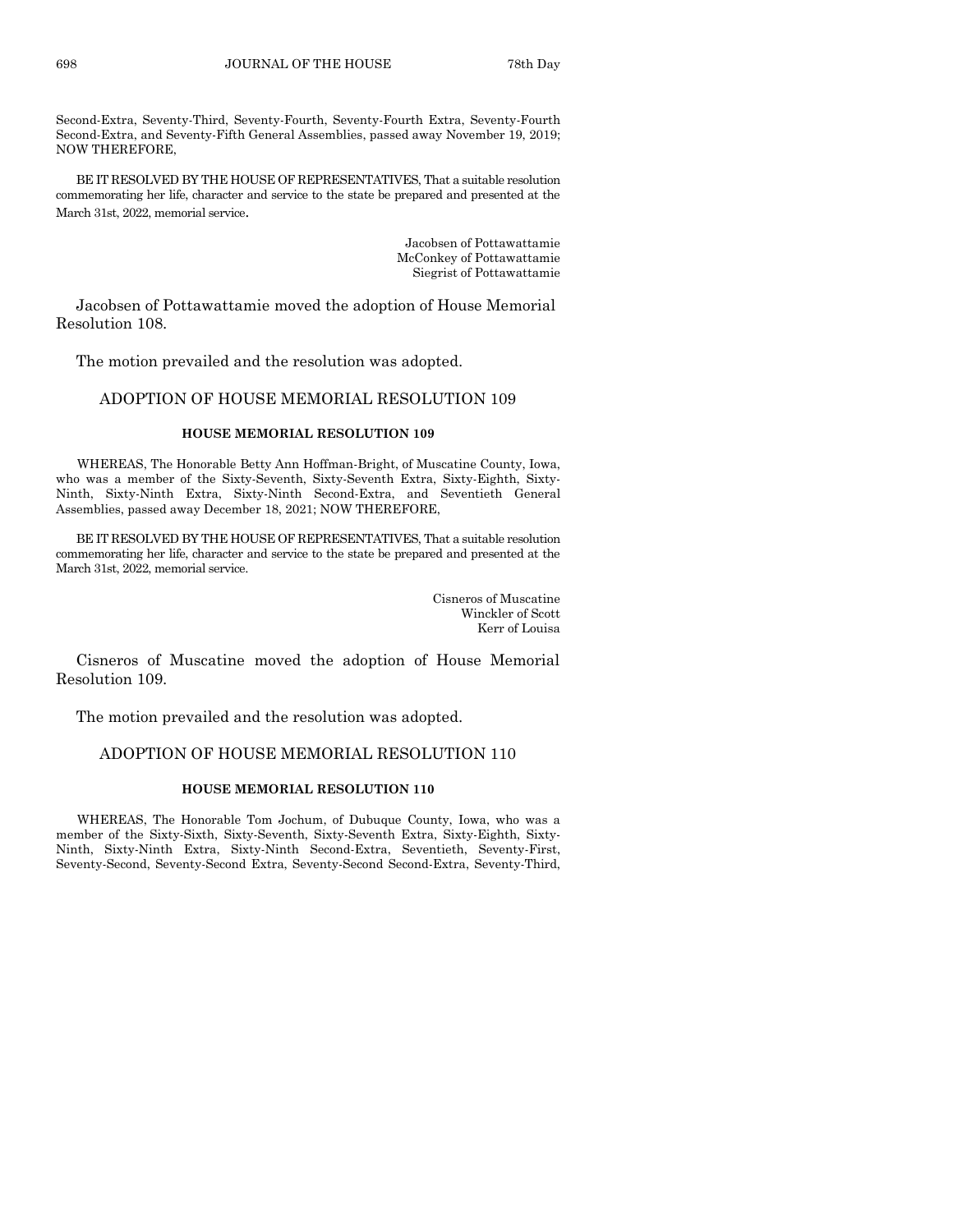Second-Extra, Seventy-Third, Seventy-Fourth, Seventy-Fourth Extra, Seventy-Fourth Second-Extra, and Seventy-Fifth General Assemblies, passed away November 19, 2019; NOW THEREFORE,

BE IT RESOLVED BY THE HOUSE OF REPRESENTATIVES, That a suitable resolution commemorating her life, character and service to the state be prepared and presented at the March 31st, 2022, memorial service.

Jacobsen of Pottawattamie
McConkey of Pottawattamie
Siegrist of Pottawattamie

Jacobsen of Pottawattamie moved the adoption of House Memorial Resolution 108.

The motion prevailed and the resolution was adopted.

## ADOPTION OF HOUSE MEMORIAL RESOLUTION 109

### HOUSE MEMORIAL RESOLUTION 109

WHEREAS, The Honorable Betty Ann Hoffman-Bright, of Muscatine County, Iowa, who was a member of the Sixty-Seventh, Sixty-Seventh Extra, Sixty-Eighth, Sixty-Ninth, Sixty-Ninth Extra, Sixty-Ninth Second-Extra, and Seventieth General Assemblies, passed away December 18, 2021; NOW THEREFORE,

BE IT RESOLVED BY THE HOUSE OF REPRESENTATIVES, That a suitable resolution commemorating her life, character and service to the state be prepared and presented at the March 31st, 2022, memorial service.

Cisneros of Muscatine
Winckler of Scott
Kerr of Louisa

Cisneros of Muscatine moved the adoption of House Memorial Resolution 109.

The motion prevailed and the resolution was adopted.

## ADOPTION OF HOUSE MEMORIAL RESOLUTION 110

### HOUSE MEMORIAL RESOLUTION 110

WHEREAS, The Honorable Tom Jochum, of Dubuque County, Iowa, who was a member of the Sixty-Sixth, Sixty-Seventh, Sixty-Seventh Extra, Sixty-Eighth, Sixty-Ninth, Sixty-Ninth Extra, Sixty-Ninth Second-Extra, Seventieth, Seventy-First, Seventy-Second, Seventy-Second Extra, Seventy-Second Second-Extra, Seventy-Third,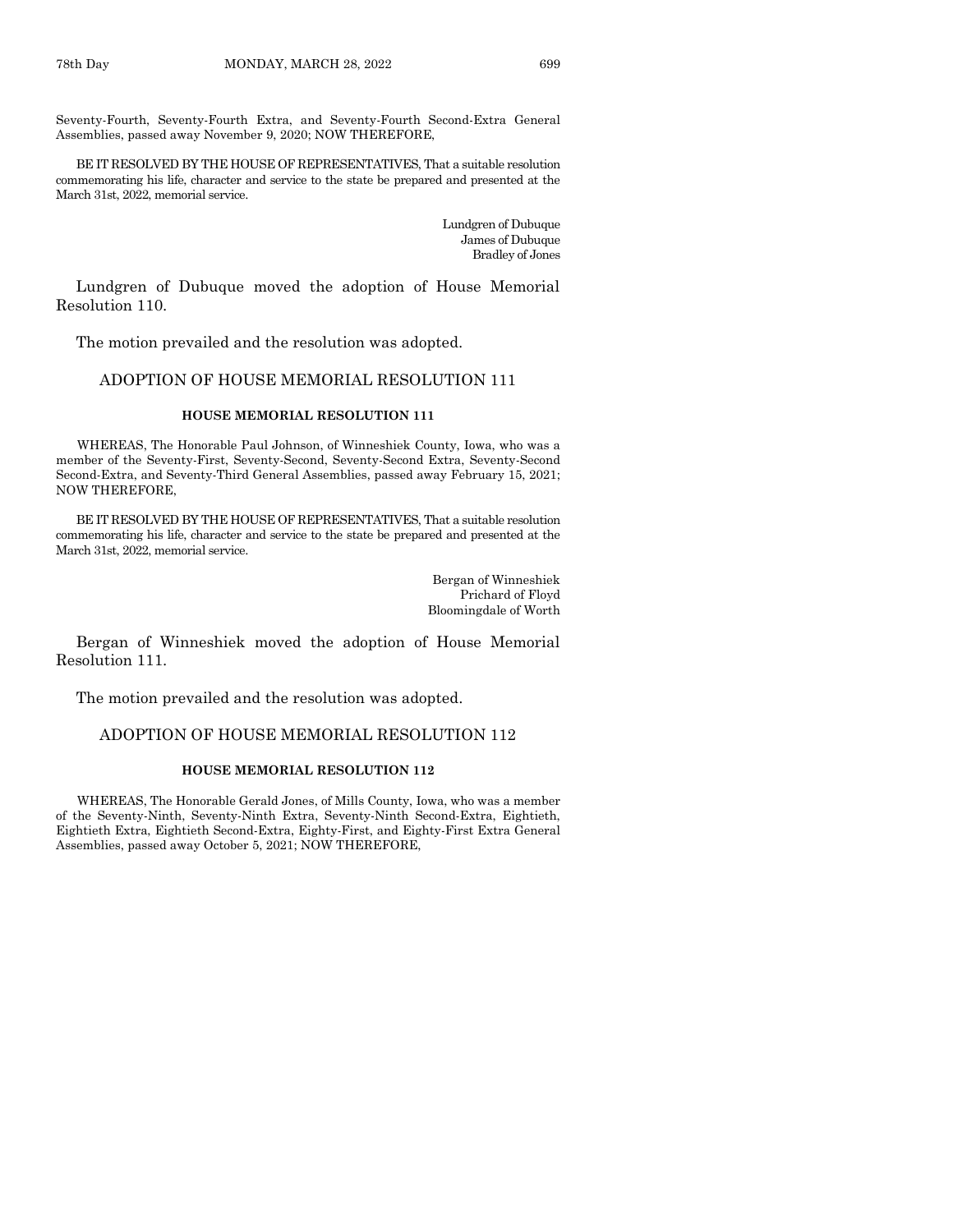Seventy-Fourth, Seventy-Fourth Extra, and Seventy-Fourth Second-Extra General Assemblies, passed away November 9, 2020; NOW THEREFORE,

BE IT RESOLVED BY THE HOUSE OF REPRESENTATIVES, That a suitable resolution commemorating his life, character and service to the state be prepared and presented at the March 31st, 2022, memorial service.

Lundgren of Dubuque
James of Dubuque
Bradley of Jones

Lundgren of Dubuque moved the adoption of House Memorial Resolution 110.

The motion prevailed and the resolution was adopted.

## ADOPTION OF HOUSE MEMORIAL RESOLUTION 111

**HOUSE MEMORIAL RESOLUTION 111**

WHEREAS, The Honorable Paul Johnson, of Winneshiek County, Iowa, who was a member of the Seventy-First, Seventy-Second, Seventy-Second Extra, Seventy-Second Second-Extra, and Seventy-Third General Assemblies, passed away February 15, 2021; NOW THEREFORE,

BE IT RESOLVED BY THE HOUSE OF REPRESENTATIVES, That a suitable resolution commemorating his life, character and service to the state be prepared and presented at the March 31st, 2022, memorial service.

Bergan of Winneshiek
Prichard of Floyd
Bloomingdale of Worth

Bergan of Winneshiek moved the adoption of House Memorial Resolution 111.

The motion prevailed and the resolution was adopted.

## ADOPTION OF HOUSE MEMORIAL RESOLUTION 112

**HOUSE MEMORIAL RESOLUTION 112**

WHEREAS, The Honorable Gerald Jones, of Mills County, Iowa, who was a member of the Seventy-Ninth, Seventy-Ninth Extra, Seventy-Ninth Second-Extra, Eightieth, Eightieth Extra, Eightieth Second-Extra, Eighty-First, and Eighty-First Extra General Assemblies, passed away October 5, 2021; NOW THEREFORE,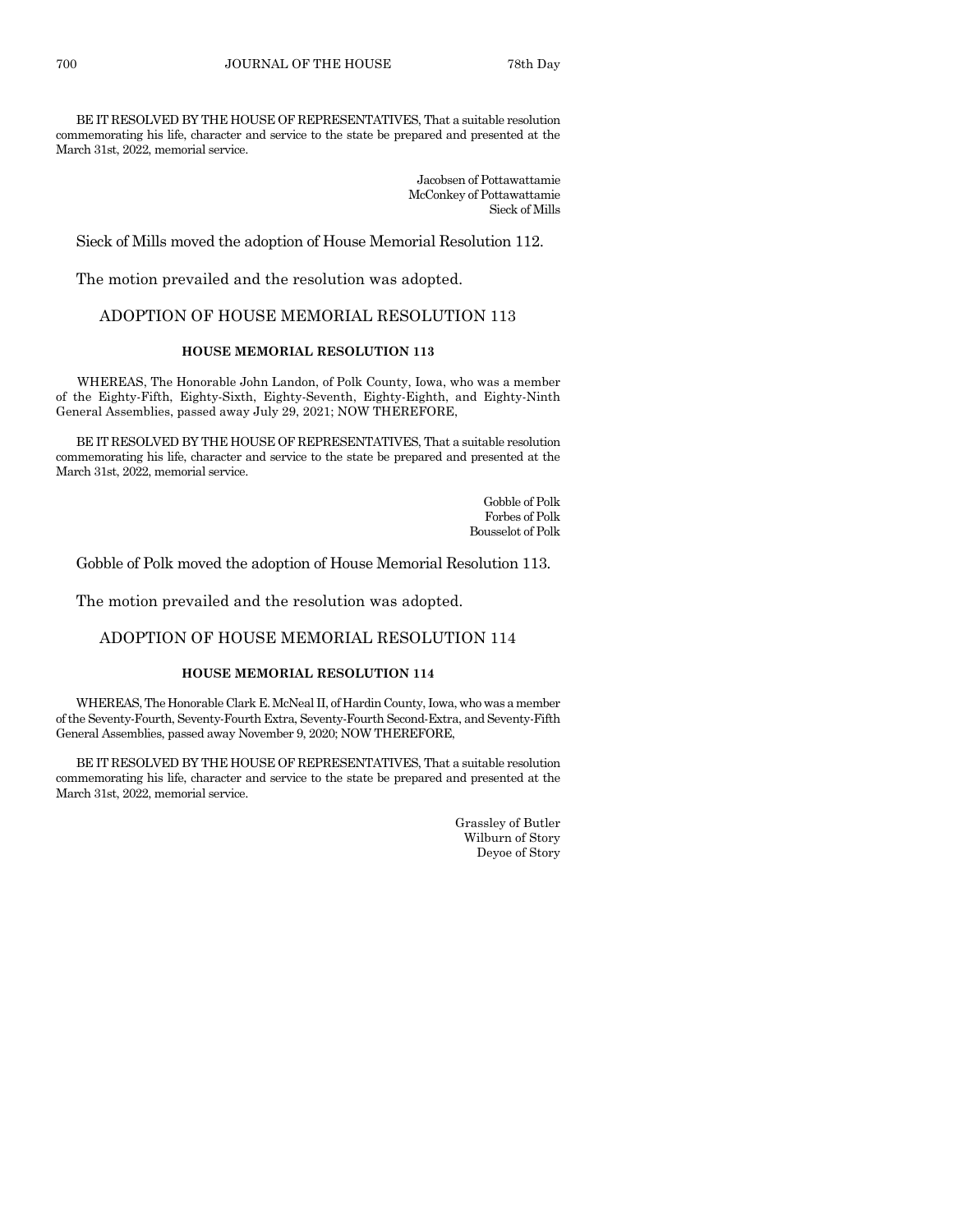BE IT RESOLVED BY THE HOUSE OF REPRESENTATIVES, That a suitable resolution commemorating his life, character and service to the state be prepared and presented at the March 31st, 2022, memorial service.

Jacobsen of Pottawattamie
McConkey of Pottawattamie
Sieck of Mills

Sieck of Mills moved the adoption of House Memorial Resolution 112.

The motion prevailed and the resolution was adopted.

## ADOPTION OF HOUSE MEMORIAL RESOLUTION 113

### HOUSE MEMORIAL RESOLUTION 113

WHEREAS, The Honorable John Landon, of Polk County, Iowa, who was a member of the Eighty-Fifth, Eighty-Sixth, Eighty-Seventh, Eighty-Eighth, and Eighty-Ninth General Assemblies, passed away July 29, 2021; NOW THEREFORE,

BE IT RESOLVED BY THE HOUSE OF REPRESENTATIVES, That a suitable resolution commemorating his life, character and service to the state be prepared and presented at the March 31st, 2022, memorial service.

Gobble of Polk
Forbes of Polk
Bousselot of Polk

Gobble of Polk moved the adoption of House Memorial Resolution 113.

The motion prevailed and the resolution was adopted.

## ADOPTION OF HOUSE MEMORIAL RESOLUTION 114

### HOUSE MEMORIAL RESOLUTION 114

WHEREAS, The Honorable Clark E. McNeal II, of Hardin County, Iowa, who was a member of the Seventy-Fourth, Seventy-Fourth Extra, Seventy-Fourth Second-Extra, and Seventy-Fifth General Assemblies, passed away November 9, 2020; NOW THEREFORE,

BE IT RESOLVED BY THE HOUSE OF REPRESENTATIVES, That a suitable resolution commemorating his life, character and service to the state be prepared and presented at the March 31st, 2022, memorial service.

Grassley of Butler
Wilburn of Story
Deyoe of Story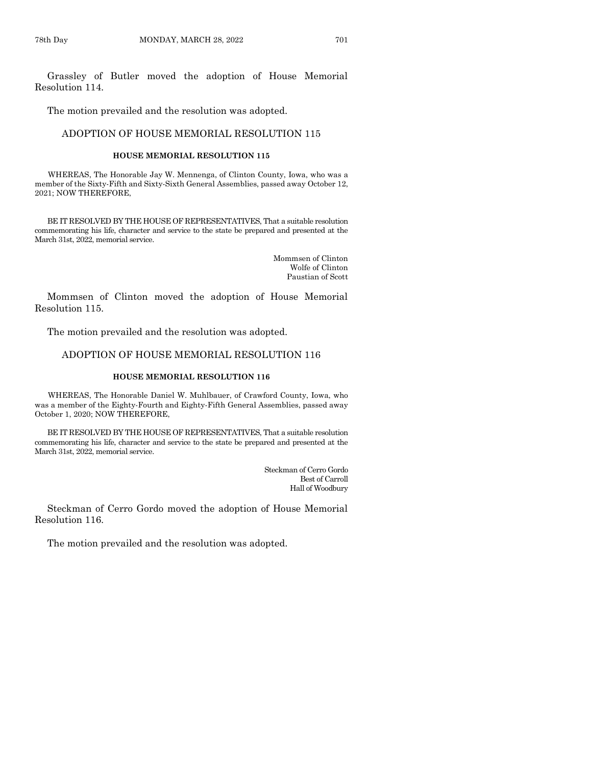Grassley of Butler moved the adoption of House Memorial Resolution 114.

The motion prevailed and the resolution was adopted.

## ADOPTION OF HOUSE MEMORIAL RESOLUTION 115

### HOUSE MEMORIAL RESOLUTION 115

WHEREAS, The Honorable Jay W. Mennenga, of Clinton County, Iowa, who was a member of the Sixty-Fifth and Sixty-Sixth General Assemblies, passed away October 12, 2021; NOW THEREFORE,

BE IT RESOLVED BY THE HOUSE OF REPRESENTATIVES, That a suitable resolution commemorating his life, character and service to the state be prepared and presented at the March 31st, 2022, memorial service.

Mommsen of Clinton
Wolfe of Clinton
Paustian of Scott

Mommsen of Clinton moved the adoption of House Memorial Resolution 115.

The motion prevailed and the resolution was adopted.

## ADOPTION OF HOUSE MEMORIAL RESOLUTION 116

### HOUSE MEMORIAL RESOLUTION 116

WHEREAS, The Honorable Daniel W. Muhlbauer, of Crawford County, Iowa, who was a member of the Eighty-Fourth and Eighty-Fifth General Assemblies, passed away October 1, 2020; NOW THEREFORE,

BE IT RESOLVED BY THE HOUSE OF REPRESENTATIVES, That a suitable resolution commemorating his life, character and service to the state be prepared and presented at the March 31st, 2022, memorial service.

Steckman of Cerro Gordo
Best of Carroll
Hall of Woodbury

Steckman of Cerro Gordo moved the adoption of House Memorial Resolution 116.

The motion prevailed and the resolution was adopted.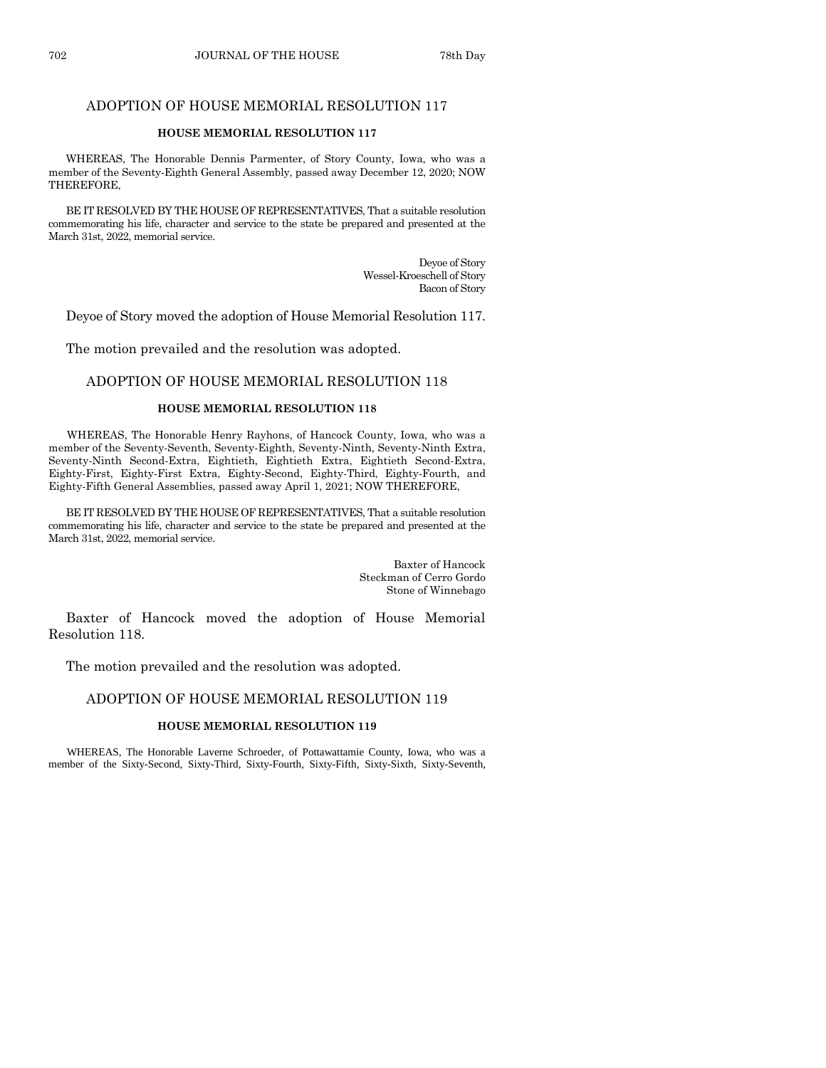## ADOPTION OF HOUSE MEMORIAL RESOLUTION 117

**HOUSE MEMORIAL RESOLUTION 117**

WHEREAS, The Honorable Dennis Parmenter, of Story County, Iowa, who was a member of the Seventy-Eighth General Assembly, passed away December 12, 2020; NOW THEREFORE,

BE IT RESOLVED BY THE HOUSE OF REPRESENTATIVES, That a suitable resolution commemorating his life, character and service to the state be prepared and presented at the March 31st, 2022, memorial service.

Deyoe of Story
Wessel-Kroeschell of Story
Bacon of Story

Deyoe of Story moved the adoption of House Memorial Resolution 117.

The motion prevailed and the resolution was adopted.

## ADOPTION OF HOUSE MEMORIAL RESOLUTION 118

**HOUSE MEMORIAL RESOLUTION 118**

WHEREAS, The Honorable Henry Rayhons, of Hancock County, Iowa, who was a member of the Seventy-Seventh, Seventy-Eighth, Seventy-Ninth, Seventy-Ninth Extra, Seventy-Ninth Second-Extra, Eightieth, Eightieth Extra, Eightieth Second-Extra, Eighty-First, Eighty-First Extra, Eighty-Second, Eighty-Third, Eighty-Fourth, and Eighty-Fifth General Assemblies, passed away April 1, 2021; NOW THEREFORE,

BE IT RESOLVED BY THE HOUSE OF REPRESENTATIVES, That a suitable resolution commemorating his life, character and service to the state be prepared and presented at the March 31st, 2022, memorial service.

Baxter of Hancock
Steckman of Cerro Gordo
Stone of Winnebago

Baxter of Hancock moved the adoption of House Memorial Resolution 118.

The motion prevailed and the resolution was adopted.

## ADOPTION OF HOUSE MEMORIAL RESOLUTION 119

**HOUSE MEMORIAL RESOLUTION 119**

WHEREAS, The Honorable Laverne Schroeder, of Pottawattamie County, Iowa, who was a member of the Sixty-Second, Sixty-Third, Sixty-Fourth, Sixty-Fifth, Sixty-Sixth, Sixty-Seventh,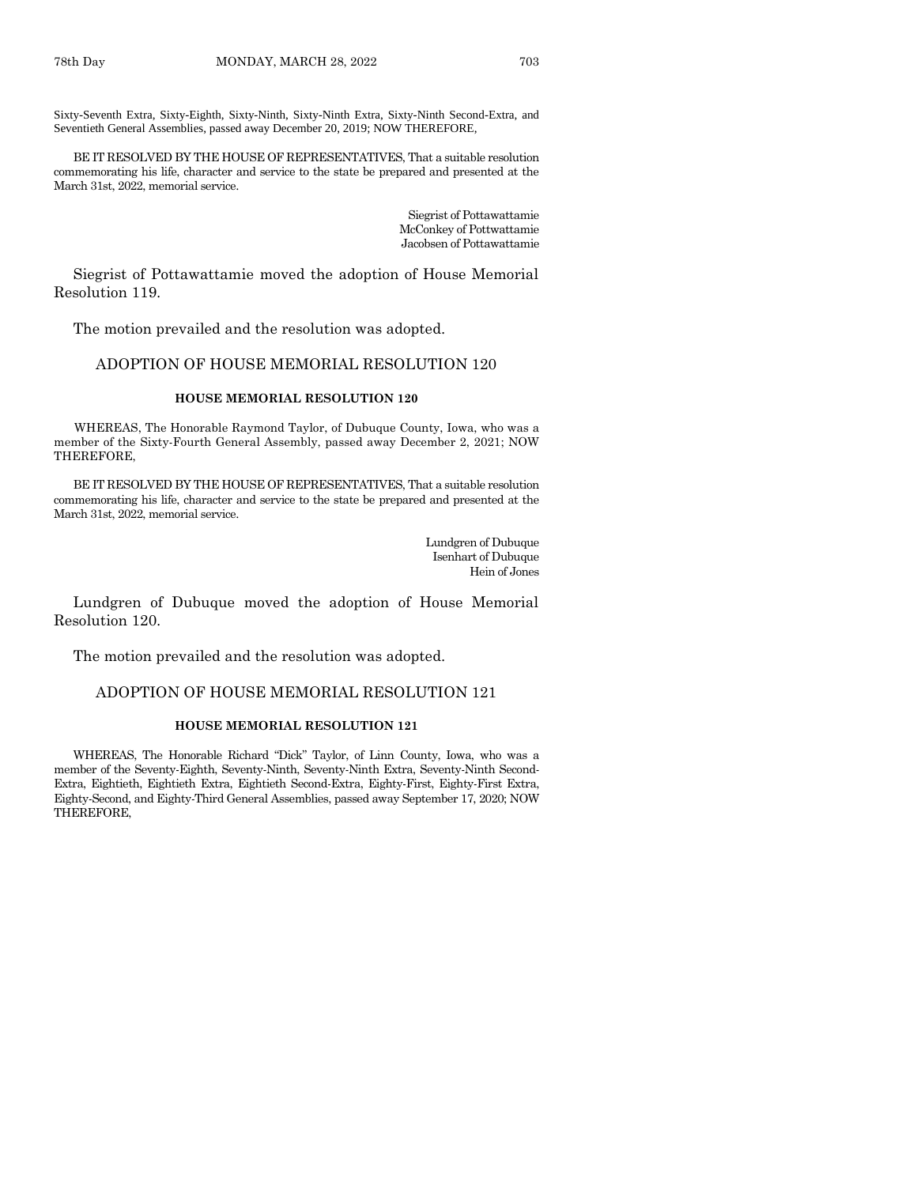Sixty-Seventh Extra, Sixty-Eighth, Sixty-Ninth, Sixty-Ninth Extra, Sixty-Ninth Second-Extra, and Seventieth General Assemblies, passed away December 20, 2019; NOW THEREFORE,

BE IT RESOLVED BY THE HOUSE OF REPRESENTATIVES, That a suitable resolution commemorating his life, character and service to the state be prepared and presented at the March 31st, 2022, memorial service.

Siegrist of Pottawattamie
McConkey of Pottwattamie
Jacobsen of Pottawattamie

Siegrist of Pottawattamie moved the adoption of House Memorial Resolution 119.

The motion prevailed and the resolution was adopted.

## ADOPTION OF HOUSE MEMORIAL RESOLUTION 120

### HOUSE MEMORIAL RESOLUTION 120

WHEREAS, The Honorable Raymond Taylor, of Dubuque County, Iowa, who was a member of the Sixty-Fourth General Assembly, passed away December 2, 2021; NOW THEREFORE,

BE IT RESOLVED BY THE HOUSE OF REPRESENTATIVES, That a suitable resolution commemorating his life, character and service to the state be prepared and presented at the March 31st, 2022, memorial service.

Lundgren of Dubuque
Isenhart of Dubuque
Hein of Jones

Lundgren of Dubuque moved the adoption of House Memorial Resolution 120.

The motion prevailed and the resolution was adopted.

## ADOPTION OF HOUSE MEMORIAL RESOLUTION 121

### HOUSE MEMORIAL RESOLUTION 121

WHEREAS, The Honorable Richard "Dick" Taylor, of Linn County, Iowa, who was a member of the Seventy-Eighth, Seventy-Ninth, Seventy-Ninth Extra, Seventy-Ninth Second-Extra, Eightieth, Eightieth Extra, Eightieth Second-Extra, Eighty-First, Eighty-First Extra, Eighty-Second, and Eighty-Third General Assemblies, passed away September 17, 2020; NOW THEREFORE,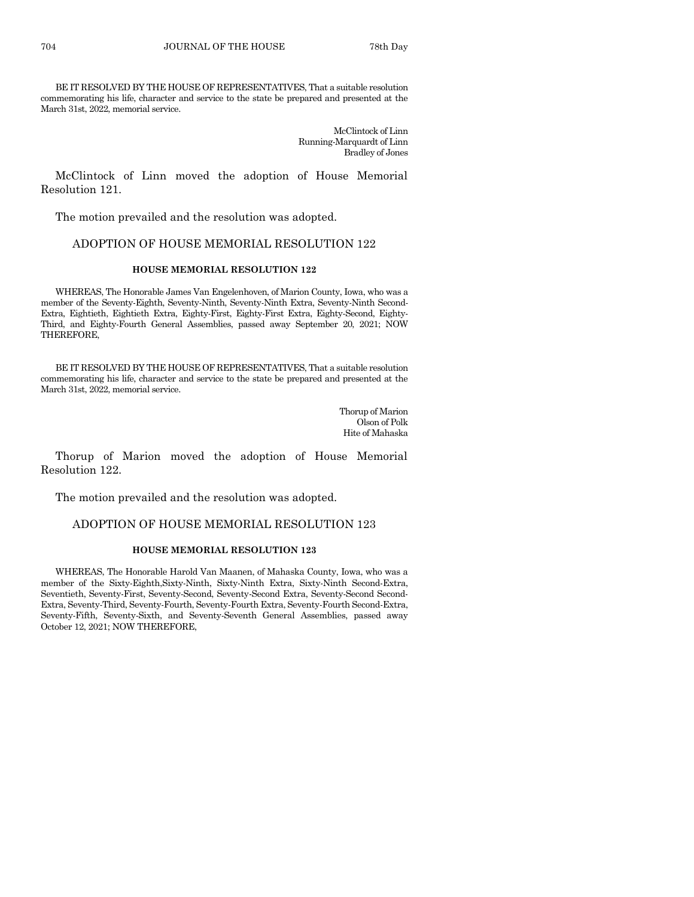BE IT RESOLVED BY THE HOUSE OF REPRESENTATIVES, That a suitable resolution commemorating his life, character and service to the state be prepared and presented at the March 31st, 2022, memorial service.

McClintock of Linn  
Running-Marquardt of Linn  
Bradley of Jones

McClintock of Linn moved the adoption of House Memorial Resolution 121.

The motion prevailed and the resolution was adopted.

## ADOPTION OF HOUSE MEMORIAL RESOLUTION 122

### HOUSE MEMORIAL RESOLUTION 122

WHEREAS, The Honorable James Van Engelenhoven, of Marion County, Iowa, who was a member of the Seventy-Eighth, Seventy-Ninth, Seventy-Ninth Extra, Seventy-Ninth Second-Extra, Eightieth, Eightieth Extra, Eighty-First, Eighty-First Extra, Eighty-Second, Eighty-Third, and Eighty-Fourth General Assemblies, passed away September 20, 2021; NOW THEREFORE,

BE IT RESOLVED BY THE HOUSE OF REPRESENTATIVES, That a suitable resolution commemorating his life, character and service to the state be prepared and presented at the March 31st, 2022, memorial service.

Thorup of Marion  
Olson of Polk  
Hite of Mahaska

Thorup of Marion moved the adoption of House Memorial Resolution 122.

The motion prevailed and the resolution was adopted.

## ADOPTION OF HOUSE MEMORIAL RESOLUTION 123

### HOUSE MEMORIAL RESOLUTION 123

WHEREAS, The Honorable Harold Van Maanen, of Mahaska County, Iowa, who was a member of the Sixty-Eighth,Sixty-Ninth, Sixty-Ninth Extra, Sixty-Ninth Second-Extra, Seventieth, Seventy-First, Seventy-Second, Seventy-Second Extra, Seventy-Second Second-Extra, Seventy-Third, Seventy-Fourth, Seventy-Fourth Extra, Seventy-Fourth Second-Extra, Seventy-Fifth, Seventy-Sixth, and Seventy-Seventh General Assemblies, passed away October 12, 2021; NOW THEREFORE,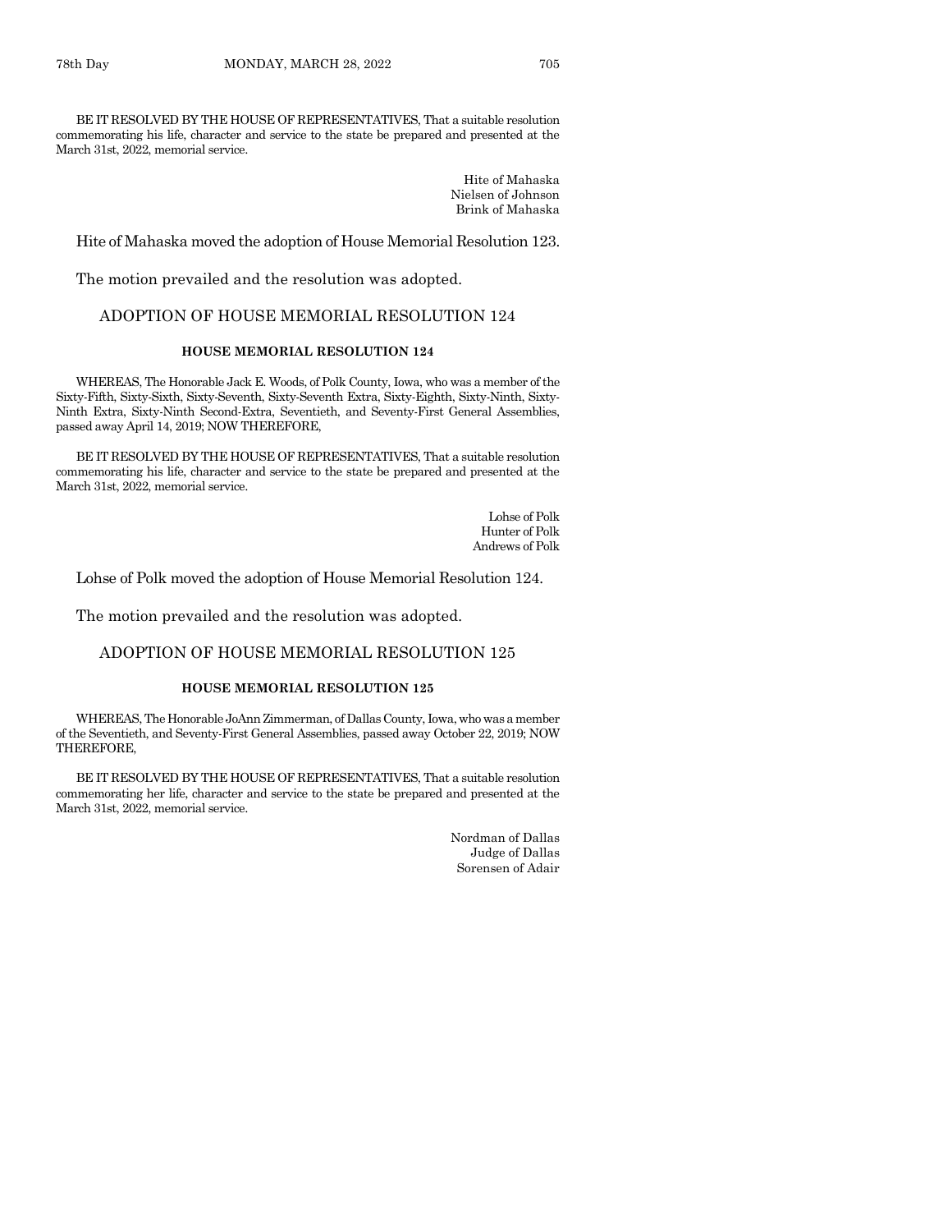BE IT RESOLVED BY THE HOUSE OF REPRESENTATIVES, That a suitable resolution commemorating his life, character and service to the state be prepared and presented at the March 31st, 2022, memorial service.

Hite of Mahaska
Nielsen of Johnson
Brink of Mahaska

Hite of Mahaska moved the adoption of House Memorial Resolution 123.

The motion prevailed and the resolution was adopted.

## ADOPTION OF HOUSE MEMORIAL RESOLUTION 124

### HOUSE MEMORIAL RESOLUTION 124

WHEREAS, The Honorable Jack E. Woods, of Polk County, Iowa, who was a member of the Sixty-Fifth, Sixty-Sixth, Sixty-Seventh, Sixty-Seventh Extra, Sixty-Eighth, Sixty-Ninth, Sixty-Ninth Extra, Sixty-Ninth Second-Extra, Seventieth, and Seventy-First General Assemblies, passed away April 14, 2019; NOW THEREFORE,

BE IT RESOLVED BY THE HOUSE OF REPRESENTATIVES, That a suitable resolution commemorating his life, character and service to the state be prepared and presented at the March 31st, 2022, memorial service.

Lohse of Polk
Hunter of Polk
Andrews of Polk

Lohse of Polk moved the adoption of House Memorial Resolution 124.

The motion prevailed and the resolution was adopted.

## ADOPTION OF HOUSE MEMORIAL RESOLUTION 125

### HOUSE MEMORIAL RESOLUTION 125

WHEREAS, The Honorable JoAnn Zimmerman, of Dallas County, Iowa, who was a member of the Seventieth, and Seventy-First General Assemblies, passed away October 22, 2019; NOW THEREFORE,

BE IT RESOLVED BY THE HOUSE OF REPRESENTATIVES, That a suitable resolution commemorating her life, character and service to the state be prepared and presented at the March 31st, 2022, memorial service.

Nordman of Dallas
Judge of Dallas
Sorensen of Adair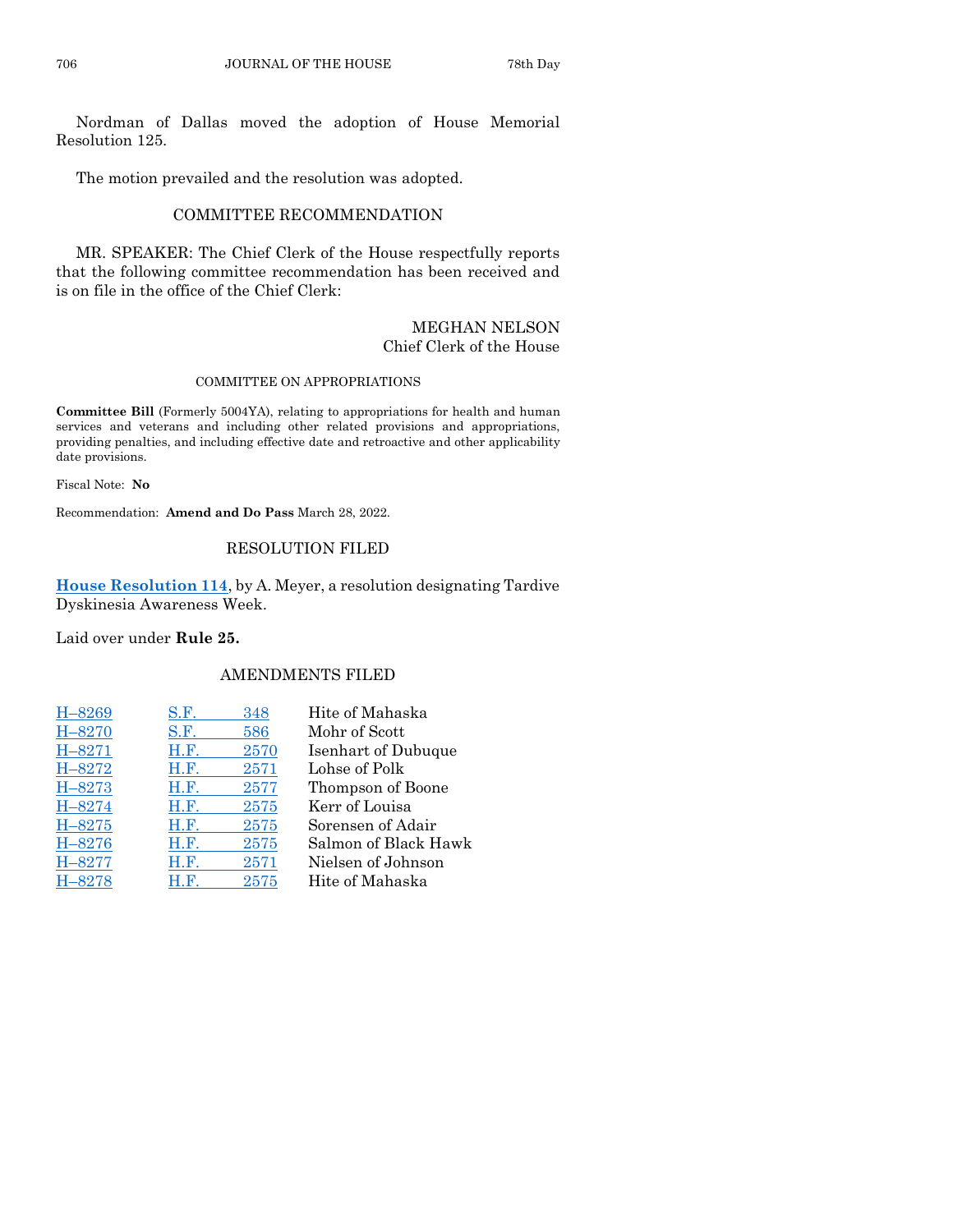Nordman of Dallas moved the adoption of House Memorial Resolution 125.

The motion prevailed and the resolution was adopted.

## COMMITTEE RECOMMENDATION

MR. SPEAKER: The Chief Clerk of the House respectfully reports that the following committee recommendation has been received and is on file in the office of the Chief Clerk:

MEGHAN NELSON
Chief Clerk of the House

### COMMITTEE ON APPROPRIATIONS

**Committee Bill** (Formerly 5004YA), relating to appropriations for health and human services and veterans and including other related provisions and appropriations, providing penalties, and including effective date and retroactive and other applicability date provisions.

Fiscal Note: **No**

Recommendation: **Amend and Do Pass** March 28, 2022.

## RESOLUTION FILED

**House Resolution 114**, by A. Meyer, a resolution designating Tardive Dyskinesia Awareness Week.

Laid over under **Rule 25.**

## AMENDMENTS FILED

| | | |
|---|---|---|
| H–8269 | S.F. 348 | Hite of Mahaska |
| H–8270 | S.F. 586 | Mohr of Scott |
| H–8271 | H.F. 2570 | Isenhart of Dubuque |
| H–8272 | H.F. 2571 | Lohse of Polk |
| H–8273 | H.F. 2577 | Thompson of Boone |
| H–8274 | H.F. 2575 | Kerr of Louisa |
| H–8275 | H.F. 2575 | Sorensen of Adair |
| H–8276 | H.F. 2575 | Salmon of Black Hawk |
| H–8277 | H.F. 2571 | Nielsen of Johnson |
| H–8278 | H.F. 2575 | Hite of Mahaska |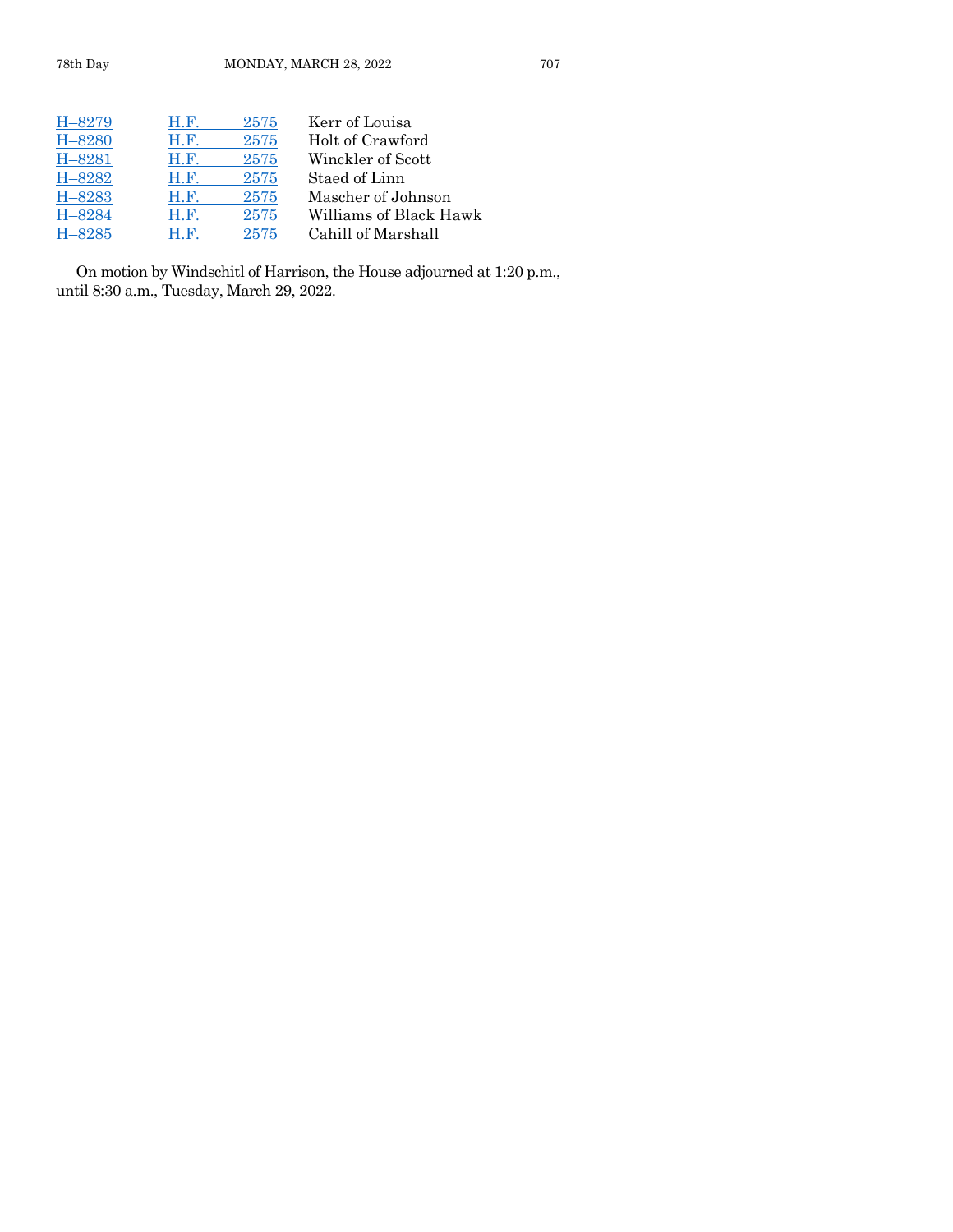| | | |
|---|---|---|
| H–8279 | H.F. 2575 | Kerr of Louisa |
| H–8280 | H.F. 2575 | Holt of Crawford |
| H–8281 | H.F. 2575 | Winckler of Scott |
| H–8282 | H.F. 2575 | Staed of Linn |
| H–8283 | H.F. 2575 | Mascher of Johnson |
| H–8284 | H.F. 2575 | Williams of Black Hawk |
| H–8285 | H.F. 2575 | Cahill of Marshall |

On motion by Windschitl of Harrison, the House adjourned at 1:20 p.m., until 8:30 a.m., Tuesday, March 29, 2022.